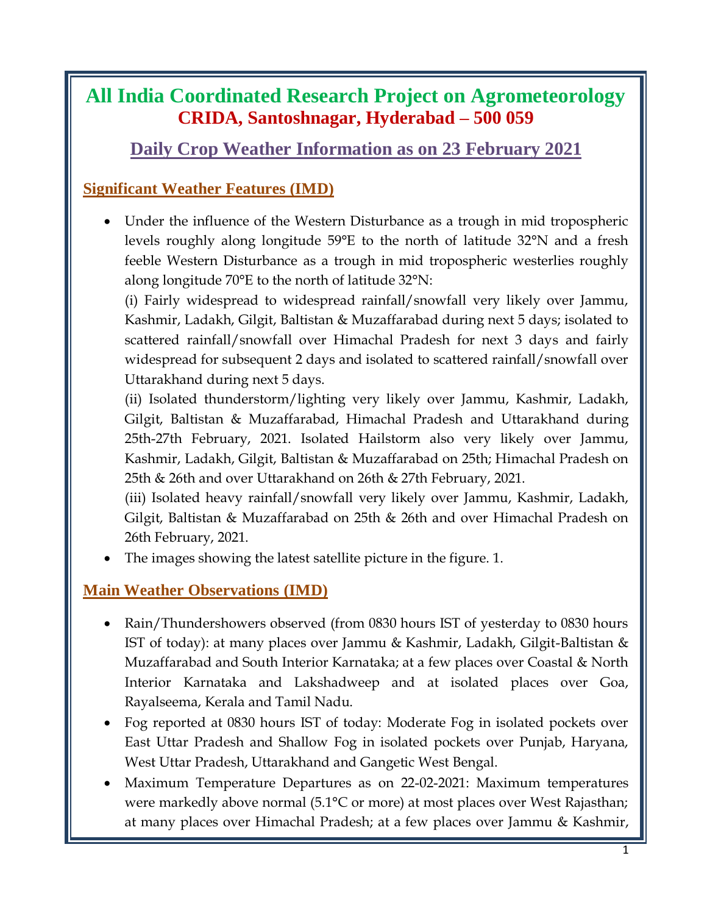# All India Coordinated Research Project on Agrometeorology
## CRIDA, Santoshnagar, Hyderabad – 500 059

## Daily Crop Weather Information as on 23 February 2021

### Significant Weather Features (IMD)

- Under the influence of the Western Disturbance as a trough in mid tropospheric levels roughly along longitude 59°E to the north of latitude 32°N and a fresh feeble Western Disturbance as a trough in mid tropospheric westerlies roughly along longitude 70°E to the north of latitude 32°N:
  (i) Fairly widespread to widespread rainfall/snowfall very likely over Jammu, Kashmir, Ladakh, Gilgit, Baltistan & Muzaffarabad during next 5 days; isolated to scattered rainfall/snowfall over Himachal Pradesh for next 3 days and fairly widespread for subsequent 2 days and isolated to scattered rainfall/snowfall over Uttarakhand during next 5 days.
  (ii) Isolated thunderstorm/lighting very likely over Jammu, Kashmir, Ladakh, Gilgit, Baltistan & Muzaffarabad, Himachal Pradesh and Uttarakhand during 25th-27th February, 2021. Isolated Hailstorm also very likely over Jammu, Kashmir, Ladakh, Gilgit, Baltistan & Muzaffarabad on 25th; Himachal Pradesh on 25th & 26th and over Uttarakhand on 26th & 27th February, 2021.
  (iii) Isolated heavy rainfall/snowfall very likely over Jammu, Kashmir, Ladakh, Gilgit, Baltistan & Muzaffarabad on 25th & 26th and over Himachal Pradesh on 26th February, 2021.
- The images showing the latest satellite picture in the figure. 1.

### Main Weather Observations (IMD)

- Rain/Thundershowers observed (from 0830 hours IST of yesterday to 0830 hours IST of today): at many places over Jammu & Kashmir, Ladakh, Gilgit-Baltistan & Muzaffarabad and South Interior Karnataka; at a few places over Coastal & North Interior Karnataka and Lakshadweep and at isolated places over Goa, Rayalseema, Kerala and Tamil Nadu.
- Fog reported at 0830 hours IST of today: Moderate Fog in isolated pockets over East Uttar Pradesh and Shallow Fog in isolated pockets over Punjab, Haryana, West Uttar Pradesh, Uttarakhand and Gangetic West Bengal.
- Maximum Temperature Departures as on 22-02-2021: Maximum temperatures were markedly above normal (5.1°C or more) at most places over West Rajasthan; at many places over Himachal Pradesh; at a few places over Jammu & Kashmir,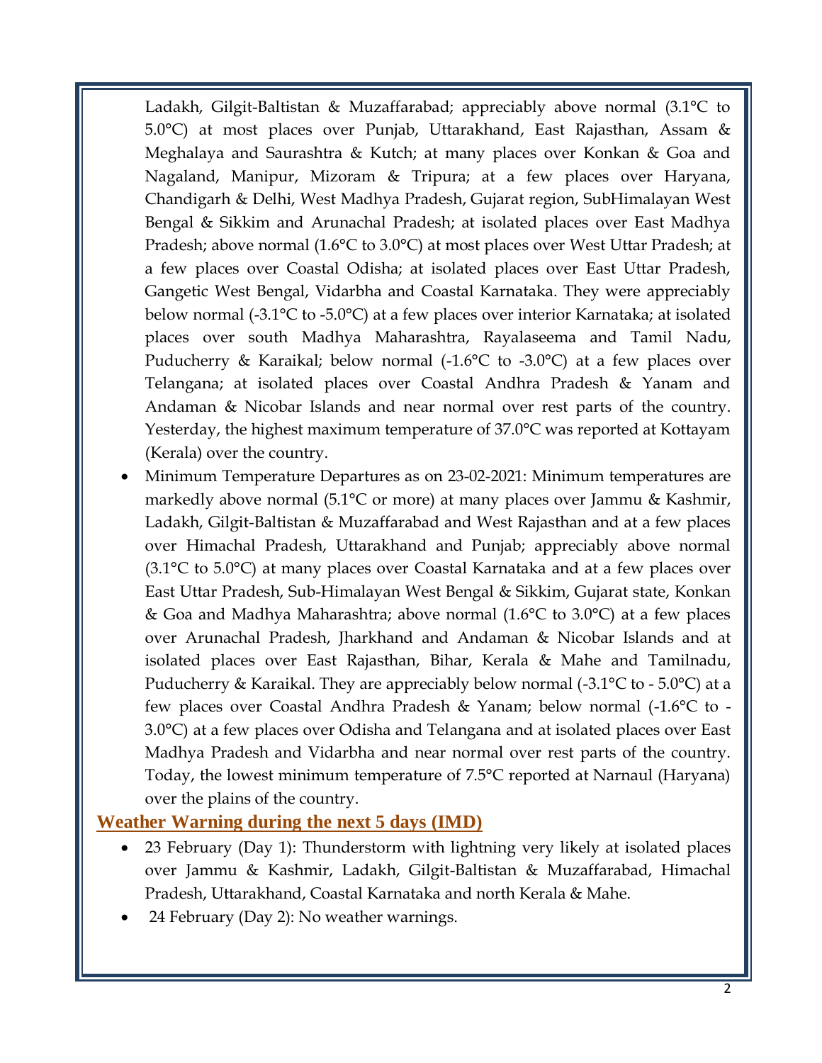Ladakh, Gilgit-Baltistan & Muzaffarabad; appreciably above normal (3.1°C to 5.0°C) at most places over Punjab, Uttarakhand, East Rajasthan, Assam & Meghalaya and Saurashtra & Kutch; at many places over Konkan & Goa and Nagaland, Manipur, Mizoram & Tripura; at a few places over Haryana, Chandigarh & Delhi, West Madhya Pradesh, Gujarat region, SubHimalayan West Bengal & Sikkim and Arunachal Pradesh; at isolated places over East Madhya Pradesh; above normal (1.6°C to 3.0°C) at most places over West Uttar Pradesh; at a few places over Coastal Odisha; at isolated places over East Uttar Pradesh, Gangetic West Bengal, Vidarbha and Coastal Karnataka. They were appreciably below normal (-3.1°C to -5.0°C) at a few places over interior Karnataka; at isolated places over south Madhya Maharashtra, Rayalaseema and Tamil Nadu, Puducherry & Karaikal; below normal (-1.6°C to -3.0°C) at a few places over Telangana; at isolated places over Coastal Andhra Pradesh & Yanam and Andaman & Nicobar Islands and near normal over rest parts of the country. Yesterday, the highest maximum temperature of 37.0°C was reported at Kottayam (Kerala) over the country.

- Minimum Temperature Departures as on 23-02-2021: Minimum temperatures are markedly above normal (5.1°C or more) at many places over Jammu & Kashmir, Ladakh, Gilgit-Baltistan & Muzaffarabad and West Rajasthan and at a few places over Himachal Pradesh, Uttarakhand and Punjab; appreciably above normal (3.1°C to 5.0°C) at many places over Coastal Karnataka and at a few places over East Uttar Pradesh, Sub-Himalayan West Bengal & Sikkim, Gujarat state, Konkan & Goa and Madhya Maharashtra; above normal (1.6°C to 3.0°C) at a few places over Arunachal Pradesh, Jharkhand and Andaman & Nicobar Islands and at isolated places over East Rajasthan, Bihar, Kerala & Mahe and Tamilnadu, Puducherry & Karaikal. They are appreciably below normal (-3.1°C to - 5.0°C) at a few places over Coastal Andhra Pradesh & Yanam; below normal (-1.6°C to - 3.0°C) at a few places over Odisha and Telangana and at isolated places over East Madhya Pradesh and Vidarbha and near normal over rest parts of the country. Today, the lowest minimum temperature of 7.5°C reported at Narnaul (Haryana) over the plains of the country.

## Weather Warning during the next 5 days (IMD)

- 23 February (Day 1): Thunderstorm with lightning very likely at isolated places over Jammu & Kashmir, Ladakh, Gilgit-Baltistan & Muzaffarabad, Himachal Pradesh, Uttarakhand, Coastal Karnataka and north Kerala & Mahe.
- 24 February (Day 2): No weather warnings.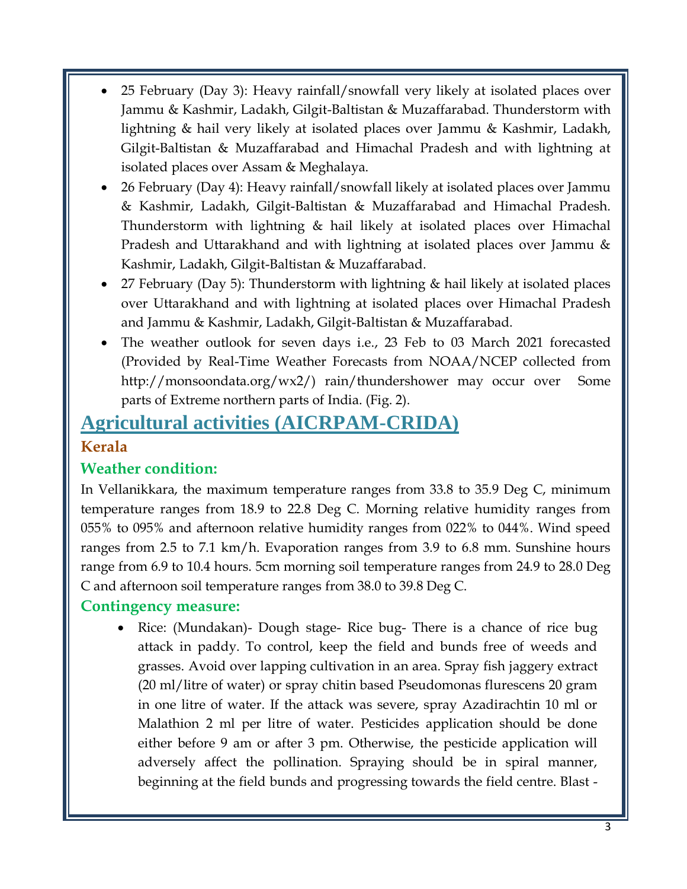- 25 February (Day 3): Heavy rainfall/snowfall very likely at isolated places over Jammu & Kashmir, Ladakh, Gilgit-Baltistan & Muzaffarabad. Thunderstorm with lightning & hail very likely at isolated places over Jammu & Kashmir, Ladakh, Gilgit-Baltistan & Muzaffarabad and Himachal Pradesh and with lightning at isolated places over Assam & Meghalaya.
- 26 February (Day 4): Heavy rainfall/snowfall likely at isolated places over Jammu & Kashmir, Ladakh, Gilgit-Baltistan & Muzaffarabad and Himachal Pradesh. Thunderstorm with lightning & hail likely at isolated places over Himachal Pradesh and Uttarakhand and with lightning at isolated places over Jammu & Kashmir, Ladakh, Gilgit-Baltistan & Muzaffarabad.
- 27 February (Day 5): Thunderstorm with lightning & hail likely at isolated places over Uttarakhand and with lightning at isolated places over Himachal Pradesh and Jammu & Kashmir, Ladakh, Gilgit-Baltistan & Muzaffarabad.
- The weather outlook for seven days i.e., 23 Feb to 03 March 2021 forecasted (Provided by Real-Time Weather Forecasts from NOAA/NCEP collected from http://monsoondata.org/wx2/) rain/thundershower may occur over Some parts of Extreme northern parts of India. (Fig. 2).

## Agricultural activities (AICRPAM-CRIDA)

### Kerala

#### Weather condition:

In Vellanikkara, the maximum temperature ranges from 33.8 to 35.9 Deg C, minimum temperature ranges from 18.9 to 22.8 Deg C. Morning relative humidity ranges from 055% to 095% and afternoon relative humidity ranges from 022% to 044%. Wind speed ranges from 2.5 to 7.1 km/h. Evaporation ranges from 3.9 to 6.8 mm. Sunshine hours range from 6.9 to 10.4 hours. 5cm morning soil temperature ranges from 24.9 to 28.0 Deg C and afternoon soil temperature ranges from 38.0 to 39.8 Deg C.

#### Contingency measure:

- Rice: (Mundakan)- Dough stage- Rice bug- There is a chance of rice bug attack in paddy. To control, keep the field and bunds free of weeds and grasses. Avoid over lapping cultivation in an area. Spray fish jaggery extract (20 ml/litre of water) or spray chitin based Pseudomonas flurescens 20 gram in one litre of water. If the attack was severe, spray Azadirachtin 10 ml or Malathion 2 ml per litre of water. Pesticides application should be done either before 9 am or after 3 pm. Otherwise, the pesticide application will adversely affect the pollination. Spraying should be in spiral manner, beginning at the field bunds and progressing towards the field centre. Blast -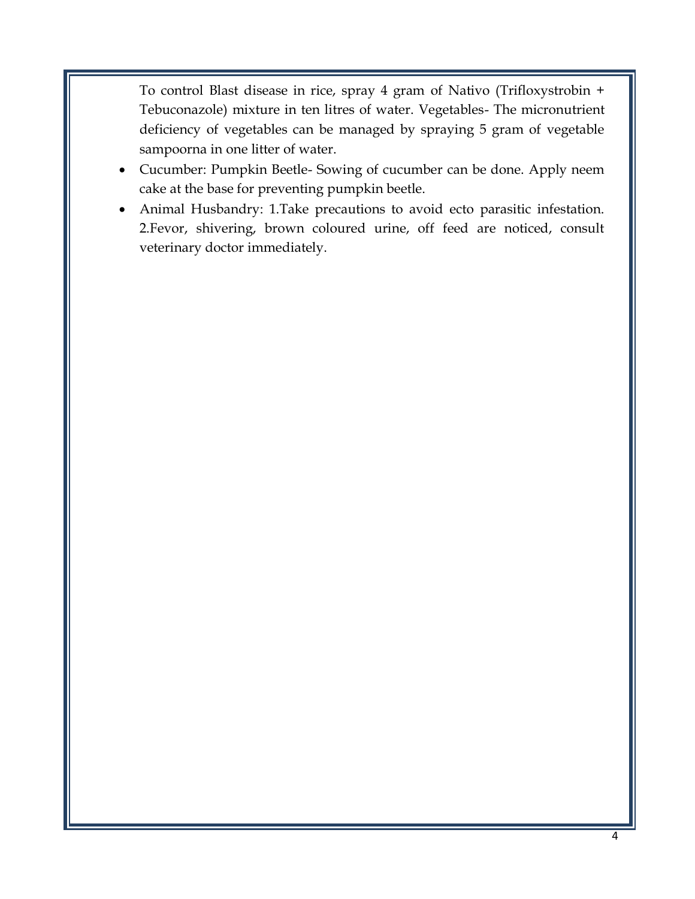To control Blast disease in rice, spray 4 gram of Nativo (Trifloxystrobin + Tebuconazole) mixture in ten litres of water. Vegetables- The micronutrient deficiency of vegetables can be managed by spraying 5 gram of vegetable sampoorna in one litter of water.

- Cucumber: Pumpkin Beetle- Sowing of cucumber can be done. Apply neem cake at the base for preventing pumpkin beetle.
- Animal Husbandry: 1.Take precautions to avoid ecto parasitic infestation. 2.Fevor, shivering, brown coloured urine, off feed are noticed, consult veterinary doctor immediately.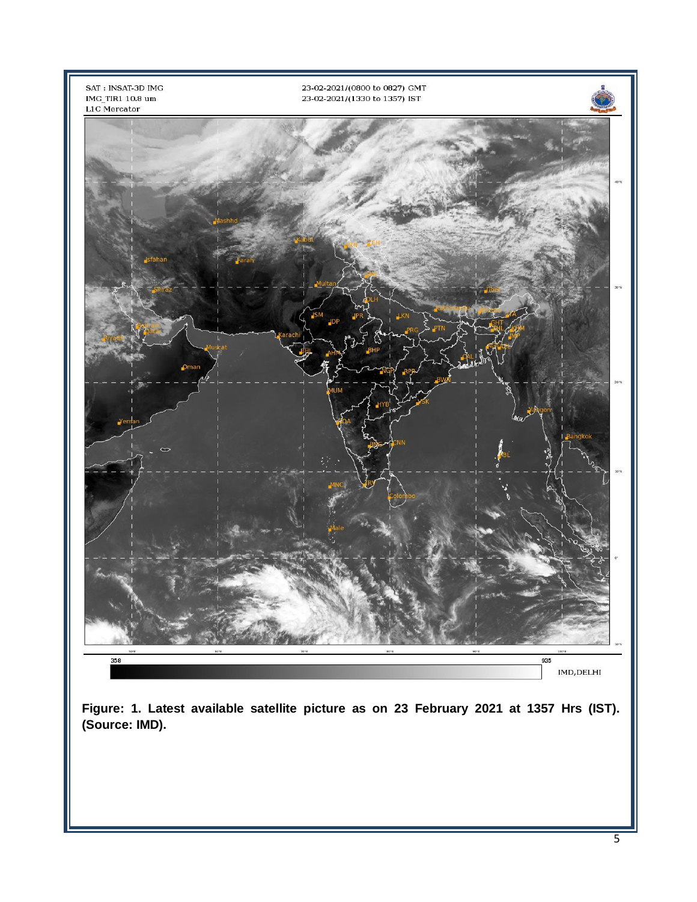**Figure: 1. Latest available satellite picture as on 23 February 2021 at 1357 Hrs (IST). (Source: IMD).**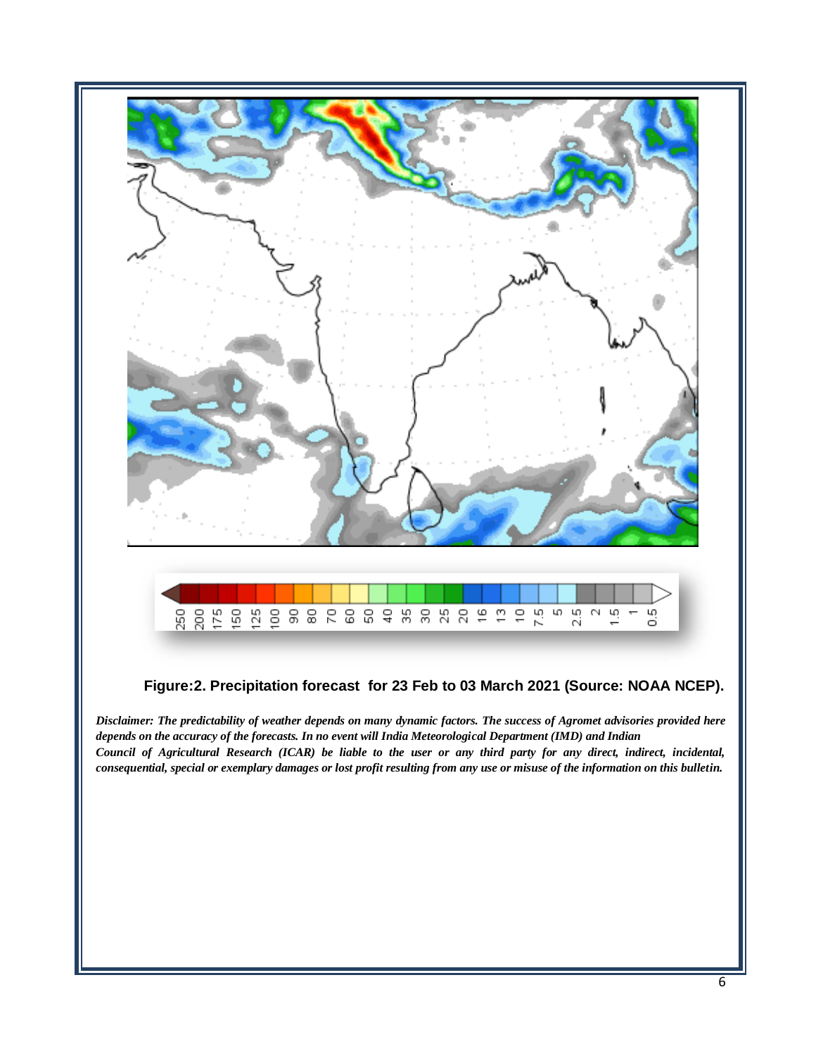250 200 175 150 125 100 90 80 70 60 50 40 35 30 25 20 16 13 10 7.5 5 2.5 2 1.5 1 0.5

**Figure:2. Precipitation forecast for 23 Feb to 03 March 2021 (Source: NOAA NCEP).**

***Disclaimer: The predictability of weather depends on many dynamic factors. The success of Agromet advisories provided here depends on the accuracy of the forecasts. In no event will India Meteorological Department (IMD) and Indian Council of Agricultural Research (ICAR) be liable to the user or any third party for any direct, indirect, incidental, consequential, special or exemplary damages or lost profit resulting from any use or misuse of the information on this bulletin.***